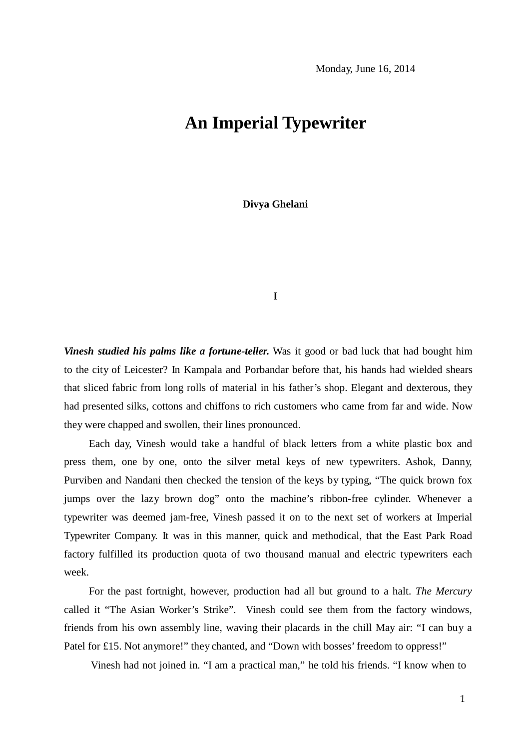Monday, June 16, 2014

# An Imperial Typewriter

**Divya Ghelani**

## I

***Vinesh studied his palms like a fortune-teller.*** Was it good or bad luck that had bought him to the city of Leicester? In Kampala and Porbandar before that, his hands had wielded shears that sliced fabric from long rolls of material in his father's shop. Elegant and dexterous, they had presented silks, cottons and chiffons to rich customers who came from far and wide. Now they were chapped and swollen, their lines pronounced.

Each day, Vinesh would take a handful of black letters from a white plastic box and press them, one by one, onto the silver metal keys of new typewriters. Ashok, Danny, Purviben and Nandani then checked the tension of the keys by typing, "The quick brown fox jumps over the lazy brown dog" onto the machine's ribbon-free cylinder. Whenever a typewriter was deemed jam-free, Vinesh passed it on to the next set of workers at Imperial Typewriter Company. It was in this manner, quick and methodical, that the East Park Road factory fulfilled its production quota of two thousand manual and electric typewriters each week.

For the past fortnight, however, production had all but ground to a halt. *The Mercury* called it "The Asian Worker's Strike". Vinesh could see them from the factory windows, friends from his own assembly line, waving their placards in the chill May air: "I can buy a Patel for £15. Not anymore!" they chanted, and "Down with bosses' freedom to oppress!"

Vinesh had not joined in. "I am a practical man," he told his friends. "I know when to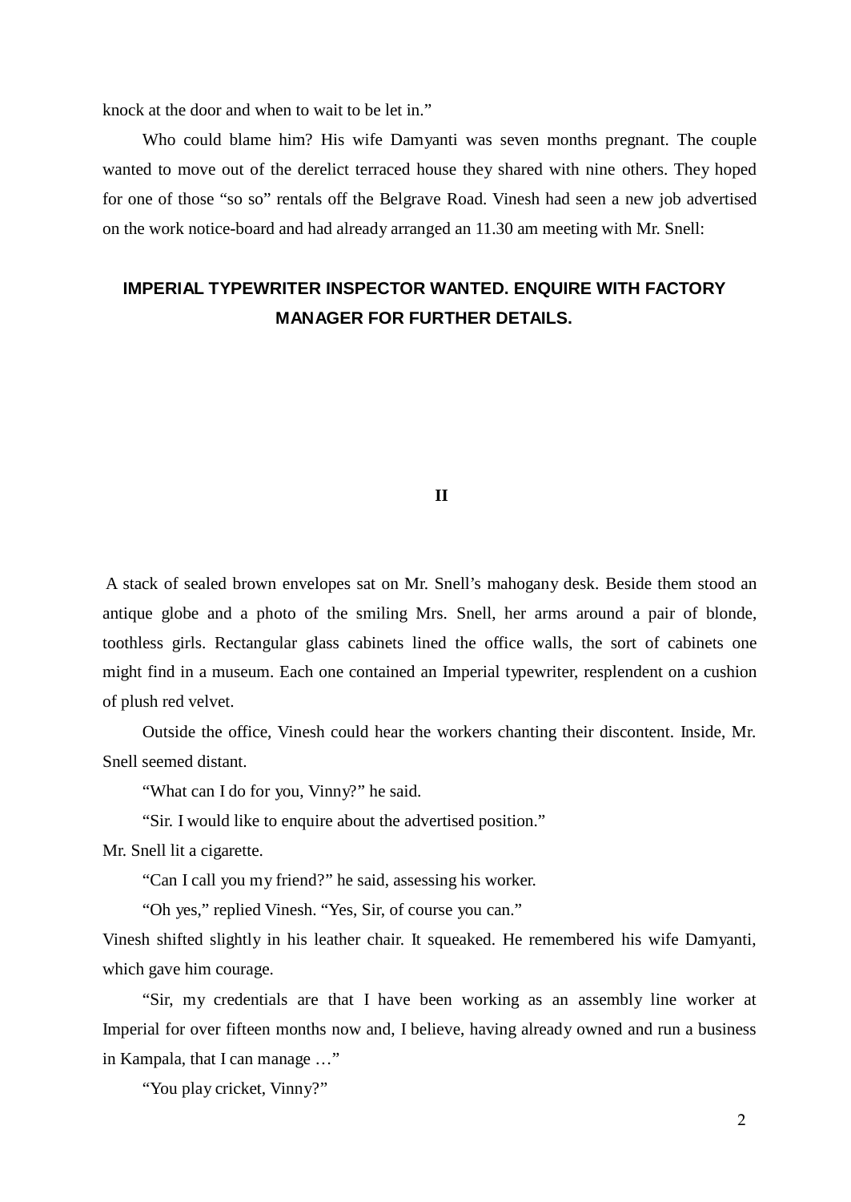knock at the door and when to wait to be let in."

Who could blame him? His wife Damyanti was seven months pregnant. The couple wanted to move out of the derelict terraced house they shared with nine others. They hoped for one of those "so so" rentals off the Belgrave Road. Vinesh had seen a new job advertised on the work notice-board and had already arranged an 11.30 am meeting with Mr. Snell:

**IMPERIAL TYPEWRITER INSPECTOR WANTED. ENQUIRE WITH FACTORY MANAGER FOR FURTHER DETAILS.**

## II

A stack of sealed brown envelopes sat on Mr. Snell's mahogany desk. Beside them stood an antique globe and a photo of the smiling Mrs. Snell, her arms around a pair of blonde, toothless girls. Rectangular glass cabinets lined the office walls, the sort of cabinets one might find in a museum. Each one contained an Imperial typewriter, resplendent on a cushion of plush red velvet.

Outside the office, Vinesh could hear the workers chanting their discontent. Inside, Mr. Snell seemed distant.

"What can I do for you, Vinny?" he said.

"Sir. I would like to enquire about the advertised position."

Mr. Snell lit a cigarette.

"Can I call you my friend?" he said, assessing his worker.

"Oh yes," replied Vinesh. "Yes, Sir, of course you can."

Vinesh shifted slightly in his leather chair. It squeaked. He remembered his wife Damyanti, which gave him courage.

"Sir, my credentials are that I have been working as an assembly line worker at Imperial for over fifteen months now and, I believe, having already owned and run a business in Kampala, that I can manage …"

"You play cricket, Vinny?"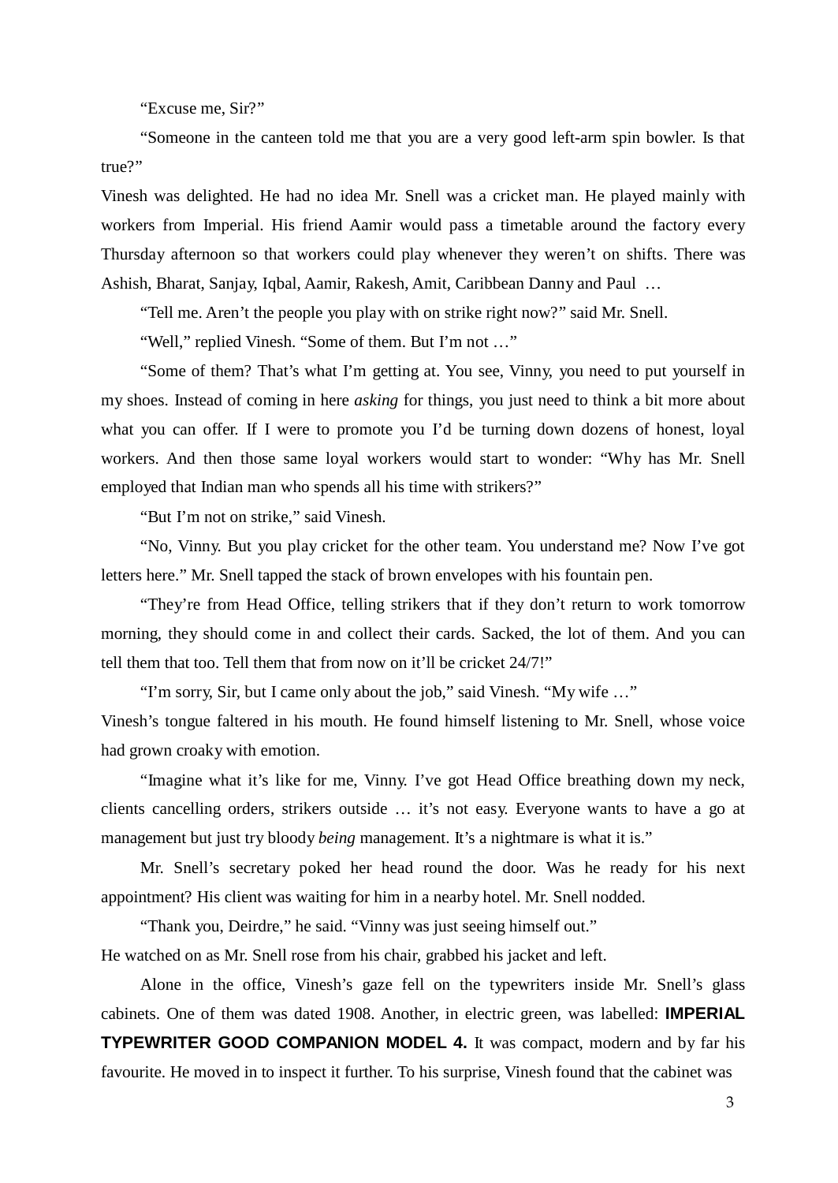"Excuse me, Sir?"

"Someone in the canteen told me that you are a very good left-arm spin bowler. Is that true?"

Vinesh was delighted. He had no idea Mr. Snell was a cricket man. He played mainly with workers from Imperial. His friend Aamir would pass a timetable around the factory every Thursday afternoon so that workers could play whenever they weren't on shifts. There was Ashish, Bharat, Sanjay, Iqbal, Aamir, Rakesh, Amit, Caribbean Danny and Paul …

"Tell me. Aren't the people you play with on strike right now?" said Mr. Snell.

"Well," replied Vinesh. "Some of them. But I'm not …"

"Some of them? That's what I'm getting at. You see, Vinny, you need to put yourself in my shoes. Instead of coming in here *asking* for things, you just need to think a bit more about what you can offer. If I were to promote you I'd be turning down dozens of honest, loyal workers. And then those same loyal workers would start to wonder: "Why has Mr. Snell employed that Indian man who spends all his time with strikers?"

"But I'm not on strike," said Vinesh.

"No, Vinny. But you play cricket for the other team. You understand me? Now I've got letters here." Mr. Snell tapped the stack of brown envelopes with his fountain pen.

"They're from Head Office, telling strikers that if they don't return to work tomorrow morning, they should come in and collect their cards. Sacked, the lot of them. And you can tell them that too. Tell them that from now on it'll be cricket 24/7!"

"I'm sorry, Sir, but I came only about the job," said Vinesh. "My wife …"

Vinesh's tongue faltered in his mouth. He found himself listening to Mr. Snell, whose voice had grown croaky with emotion.

"Imagine what it's like for me, Vinny. I've got Head Office breathing down my neck, clients cancelling orders, strikers outside … it's not easy. Everyone wants to have a go at management but just try bloody *being* management. It's a nightmare is what it is."

Mr. Snell's secretary poked her head round the door. Was he ready for his next appointment? His client was waiting for him in a nearby hotel. Mr. Snell nodded.

"Thank you, Deirdre," he said. "Vinny was just seeing himself out."

He watched on as Mr. Snell rose from his chair, grabbed his jacket and left.

Alone in the office, Vinesh's gaze fell on the typewriters inside Mr. Snell's glass cabinets. One of them was dated 1908. Another, in electric green, was labelled: **IMPERIAL TYPEWRITER GOOD COMPANION MODEL 4.** It was compact, modern and by far his favourite. He moved in to inspect it further. To his surprise, Vinesh found that the cabinet was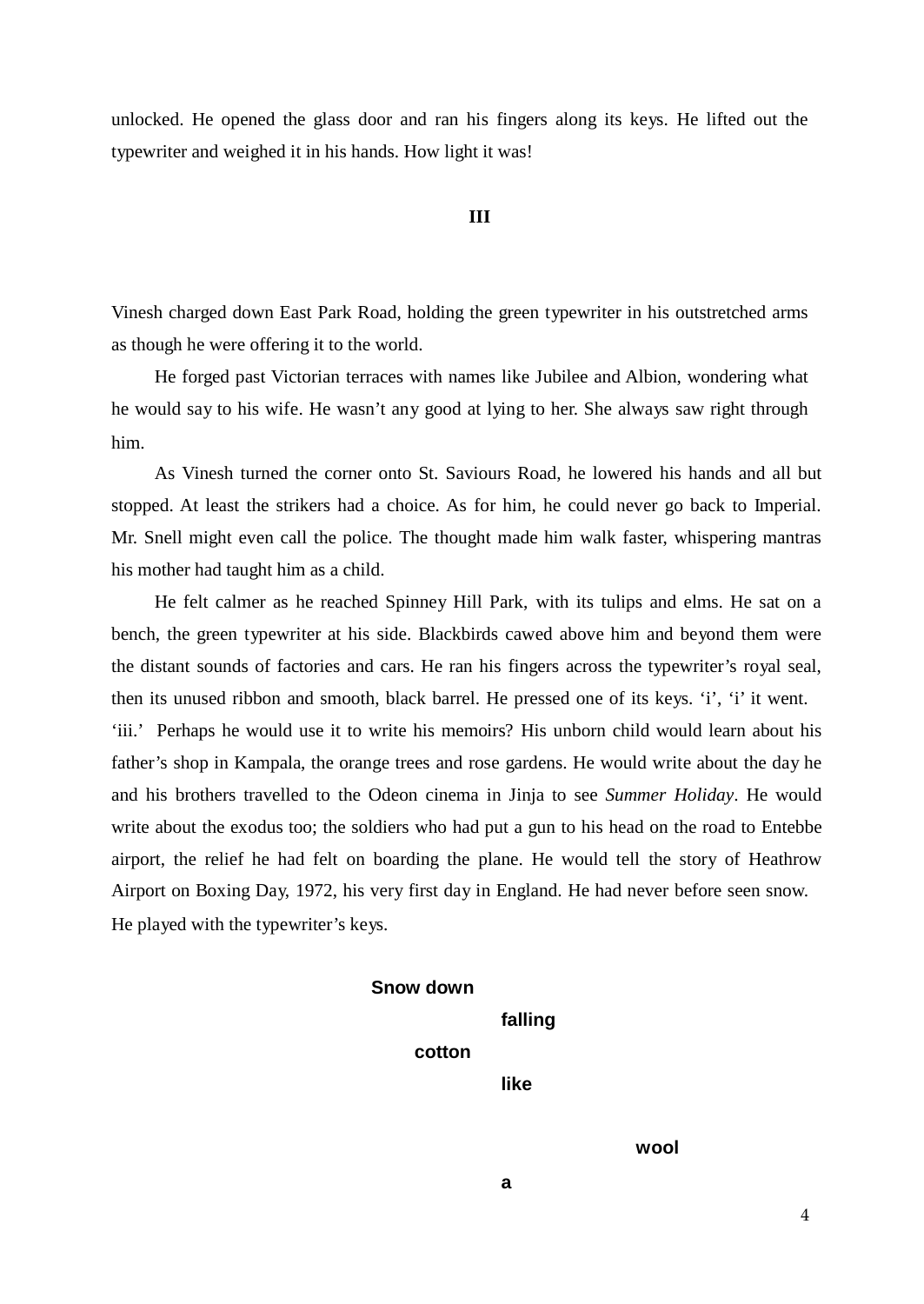unlocked. He opened the glass door and ran his fingers along its keys. He lifted out the typewriter and weighed it in his hands. How light it was!

**III**

Vinesh charged down East Park Road, holding the green typewriter in his outstretched arms as though he were offering it to the world.

He forged past Victorian terraces with names like Jubilee and Albion, wondering what he would say to his wife. He wasn't any good at lying to her. She always saw right through him.

As Vinesh turned the corner onto St. Saviours Road, he lowered his hands and all but stopped. At least the strikers had a choice. As for him, he could never go back to Imperial. Mr. Snell might even call the police. The thought made him walk faster, whispering mantras his mother had taught him as a child.

He felt calmer as he reached Spinney Hill Park, with its tulips and elms. He sat on a bench, the green typewriter at his side. Blackbirds cawed above him and beyond them were the distant sounds of factories and cars. He ran his fingers across the typewriter's royal seal, then its unused ribbon and smooth, black barrel. He pressed one of its keys. 'i', 'i' it went. 'iii.' Perhaps he would use it to write his memoirs? His unborn child would learn about his father's shop in Kampala, the orange trees and rose gardens. He would write about the day he and his brothers travelled to the Odeon cinema in Jinja to see *Summer Holiday*. He would write about the exodus too; the soldiers who had put a gun to his head on the road to Entebbe airport, the relief he had felt on boarding the plane. He would tell the story of Heathrow Airport on Boxing Day, 1972, his very first day in England. He had never before seen snow. He played with the typewriter's keys.

```
                    Snow down
                              falling
                       cotton
                              like

                                         wool
                              a
```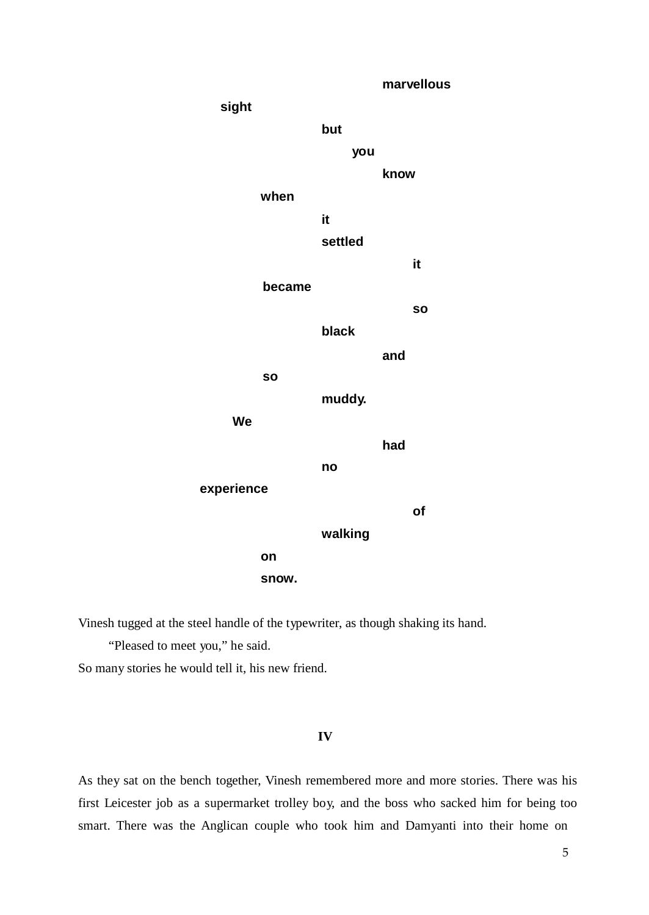**marvellous**

**sight**

**but**

**you**

**know**

**when**

**it**

**settled**

**it**

**became**

**so**

**black**

**and**

**so**

**muddy.**

**We**

**had**

**no**

**experience**

**of**

**walking**

**on**

**snow.**

Vinesh tugged at the steel handle of the typewriter, as though shaking its hand.

"Pleased to meet you," he said.

So many stories he would tell it, his new friend.

## IV

As they sat on the bench together, Vinesh remembered more and more stories. There was his first Leicester job as a supermarket trolley boy, and the boss who sacked him for being too smart. There was the Anglican couple who took him and Damyanti into their home on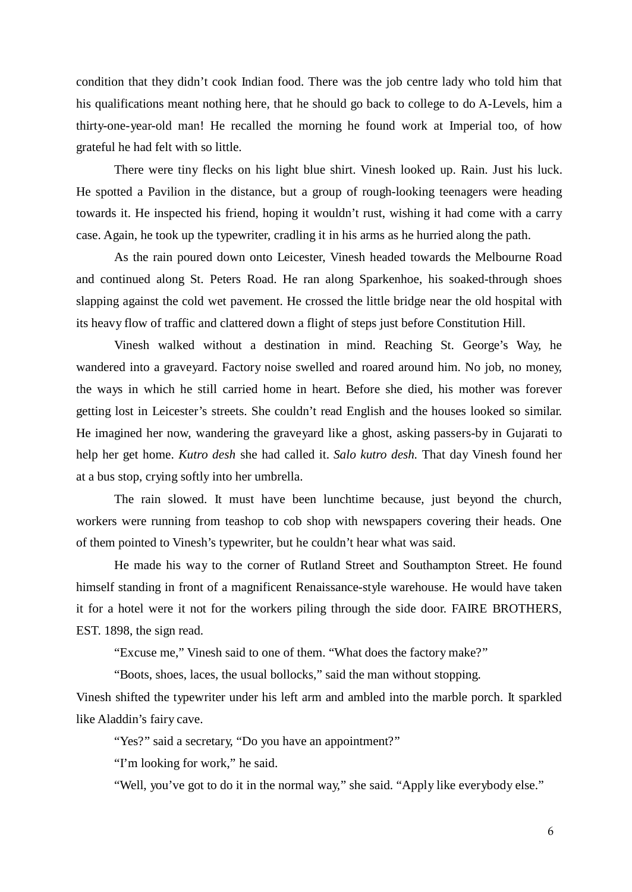condition that they didn't cook Indian food. There was the job centre lady who told him that his qualifications meant nothing here, that he should go back to college to do A-Levels, him a thirty-one-year-old man! He recalled the morning he found work at Imperial too, of how grateful he had felt with so little.

There were tiny flecks on his light blue shirt. Vinesh looked up. Rain. Just his luck. He spotted a Pavilion in the distance, but a group of rough-looking teenagers were heading towards it. He inspected his friend, hoping it wouldn't rust, wishing it had come with a carry case. Again, he took up the typewriter, cradling it in his arms as he hurried along the path.

As the rain poured down onto Leicester, Vinesh headed towards the Melbourne Road and continued along St. Peters Road. He ran along Sparkenhoe, his soaked-through shoes slapping against the cold wet pavement. He crossed the little bridge near the old hospital with its heavy flow of traffic and clattered down a flight of steps just before Constitution Hill.

Vinesh walked without a destination in mind. Reaching St. George's Way, he wandered into a graveyard. Factory noise swelled and roared around him. No job, no money, the ways in which he still carried home in heart. Before she died, his mother was forever getting lost in Leicester's streets. She couldn't read English and the houses looked so similar. He imagined her now, wandering the graveyard like a ghost, asking passers-by in Gujarati to help her get home. *Kutro desh* she had called it. *Salo kutro desh.* That day Vinesh found her at a bus stop, crying softly into her umbrella.

The rain slowed. It must have been lunchtime because, just beyond the church, workers were running from teashop to cob shop with newspapers covering their heads. One of them pointed to Vinesh's typewriter, but he couldn't hear what was said.

He made his way to the corner of Rutland Street and Southampton Street. He found himself standing in front of a magnificent Renaissance-style warehouse. He would have taken it for a hotel were it not for the workers piling through the side door. FAIRE BROTHERS, EST. 1898, the sign read.

"Excuse me," Vinesh said to one of them. "What does the factory make?"

"Boots, shoes, laces, the usual bollocks," said the man without stopping.

Vinesh shifted the typewriter under his left arm and ambled into the marble porch. It sparkled like Aladdin's fairy cave.

"Yes?" said a secretary, "Do you have an appointment?"

"I'm looking for work," he said.

"Well, you've got to do it in the normal way," she said. "Apply like everybody else."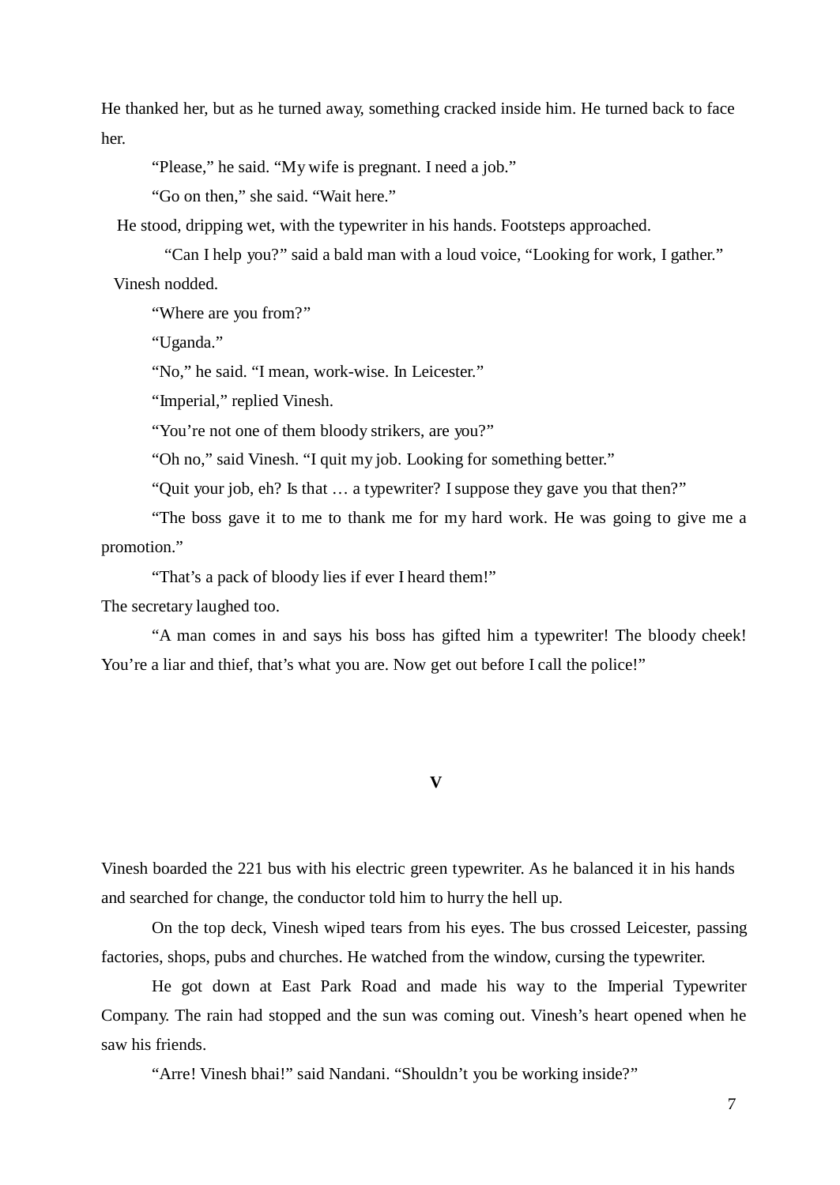He thanked her, but as he turned away, something cracked inside him. He turned back to face her.

"Please," he said. "My wife is pregnant. I need a job."

"Go on then," she said. "Wait here."

He stood, dripping wet, with the typewriter in his hands. Footsteps approached.

"Can I help you?" said a bald man with a loud voice, "Looking for work, I gather."

Vinesh nodded.

"Where are you from?"

"Uganda."

"No," he said. "I mean, work-wise. In Leicester."

"Imperial," replied Vinesh.

"You're not one of them bloody strikers, are you?"

"Oh no," said Vinesh. "I quit my job. Looking for something better."

"Quit your job, eh? Is that … a typewriter? I suppose they gave you that then?"

"The boss gave it to me to thank me for my hard work. He was going to give me a promotion."

"That's a pack of bloody lies if ever I heard them!"

The secretary laughed too.

"A man comes in and says his boss has gifted him a typewriter! The bloody cheek! You're a liar and thief, that's what you are. Now get out before I call the police!"

## V

Vinesh boarded the 221 bus with his electric green typewriter. As he balanced it in his hands and searched for change, the conductor told him to hurry the hell up.

On the top deck, Vinesh wiped tears from his eyes. The bus crossed Leicester, passing factories, shops, pubs and churches. He watched from the window, cursing the typewriter.

He got down at East Park Road and made his way to the Imperial Typewriter Company. The rain had stopped and the sun was coming out. Vinesh's heart opened when he saw his friends.

"Arre! Vinesh bhai!" said Nandani. "Shouldn't you be working inside?"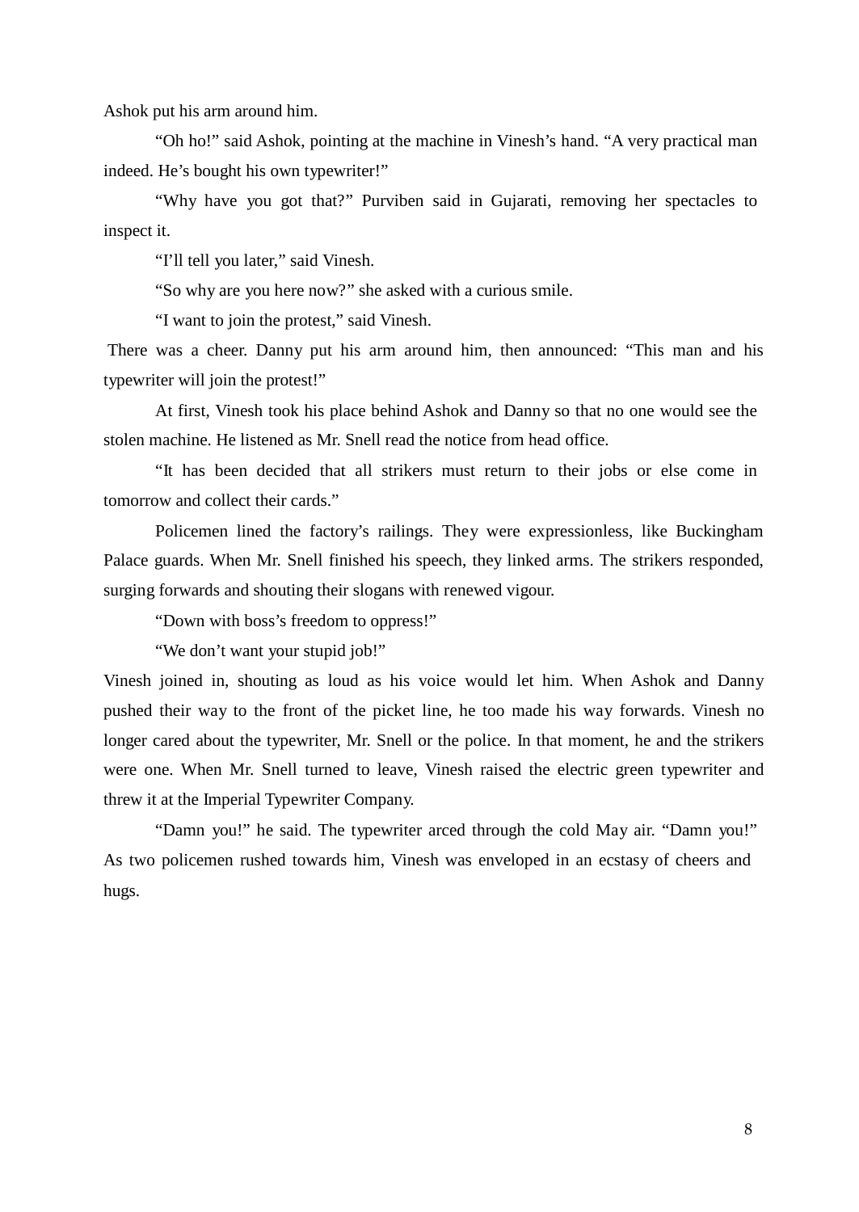Ashok put his arm around him.

"Oh ho!" said Ashok, pointing at the machine in Vinesh's hand. "A very practical man indeed. He's bought his own typewriter!"

"Why have you got that?" Purviben said in Gujarati, removing her spectacles to inspect it.

"I'll tell you later," said Vinesh.

"So why are you here now?" she asked with a curious smile.

"I want to join the protest," said Vinesh.

There was a cheer. Danny put his arm around him, then announced: "This man and his typewriter will join the protest!"

At first, Vinesh took his place behind Ashok and Danny so that no one would see the stolen machine. He listened as Mr. Snell read the notice from head office.

"It has been decided that all strikers must return to their jobs or else come in tomorrow and collect their cards."

Policemen lined the factory's railings. They were expressionless, like Buckingham Palace guards. When Mr. Snell finished his speech, they linked arms. The strikers responded, surging forwards and shouting their slogans with renewed vigour.

"Down with boss's freedom to oppress!"

"We don't want your stupid job!"

Vinesh joined in, shouting as loud as his voice would let him. When Ashok and Danny pushed their way to the front of the picket line, he too made his way forwards. Vinesh no longer cared about the typewriter, Mr. Snell or the police. In that moment, he and the strikers were one. When Mr. Snell turned to leave, Vinesh raised the electric green typewriter and threw it at the Imperial Typewriter Company.

"Damn you!" he said. The typewriter arced through the cold May air. "Damn you!" As two policemen rushed towards him, Vinesh was enveloped in an ecstasy of cheers and hugs.